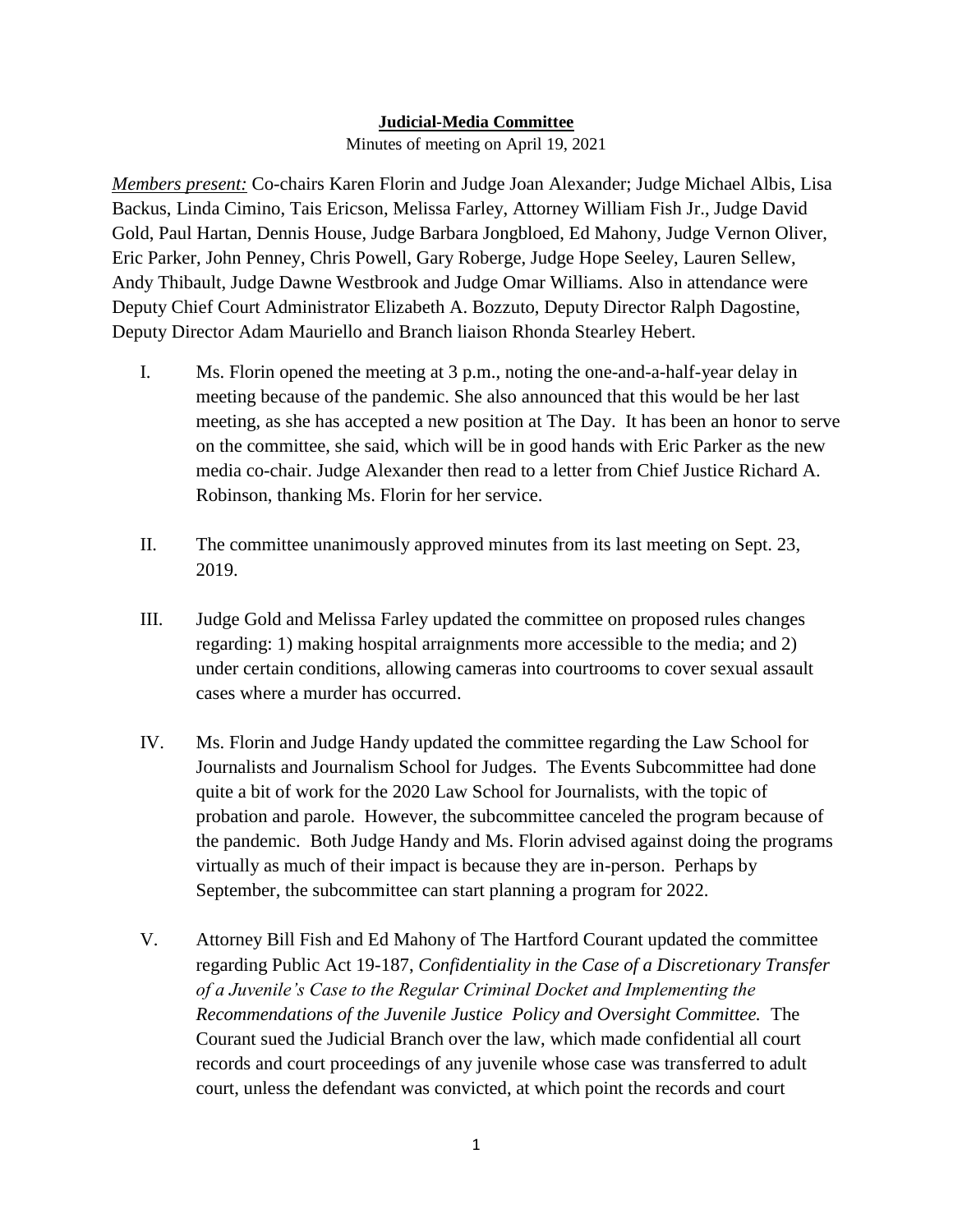# **Judicial-Media Committee**

Minutes of meeting on April 19, 2021

*Members present:* Co-chairs Karen Florin and Judge Joan Alexander; Judge Michael Albis, Lisa Backus, Linda Cimino, Tais Ericson, Melissa Farley, Attorney William Fish Jr., Judge David Gold, Paul Hartan, Dennis House, Judge Barbara Jongbloed, Ed Mahony, Judge Vernon Oliver, Eric Parker, John Penney, Chris Powell, Gary Roberge, Judge Hope Seeley, Lauren Sellew, Andy Thibault, Judge Dawne Westbrook and Judge Omar Williams. Also in attendance were Deputy Chief Court Administrator Elizabeth A. Bozzuto, Deputy Director Ralph Dagostine, Deputy Director Adam Mauriello and Branch liaison Rhonda Stearley Hebert.

I. Ms. Florin opened the meeting at 3 p.m., noting the one-and-a-half-year delay in meeting because of the pandemic. She also announced that this would be her last meeting, as she has accepted a new position at The Day. It has been an honor to serve on the committee, she said, which will be in good hands with Eric Parker as the new media co-chair. Judge Alexander then read to a letter from Chief Justice Richard A. Robinson, thanking Ms. Florin for her service.

II. The committee unanimously approved minutes from its last meeting on Sept. 23, 2019.

III. Judge Gold and Melissa Farley updated the committee on proposed rules changes regarding: 1) making hospital arraignments more accessible to the media; and 2) under certain conditions, allowing cameras into courtrooms to cover sexual assault cases where a murder has occurred.

IV. Ms. Florin and Judge Handy updated the committee regarding the Law School for Journalists and Journalism School for Judges. The Events Subcommittee had done quite a bit of work for the 2020 Law School for Journalists, with the topic of probation and parole. However, the subcommittee canceled the program because of the pandemic. Both Judge Handy and Ms. Florin advised against doing the programs virtually as much of their impact is because they are in-person. Perhaps by September, the subcommittee can start planning a program for 2022.

V. Attorney Bill Fish and Ed Mahony of The Hartford Courant updated the committee regarding Public Act 19-187, *Confidentiality in the Case of a Discretionary Transfer of a Juvenile's Case to the Regular Criminal Docket and Implementing the Recommendations of the Juvenile Justice Policy and Oversight Committee.* The Courant sued the Judicial Branch over the law, which made confidential all court records and court proceedings of any juvenile whose case was transferred to adult court, unless the defendant was convicted, at which point the records and court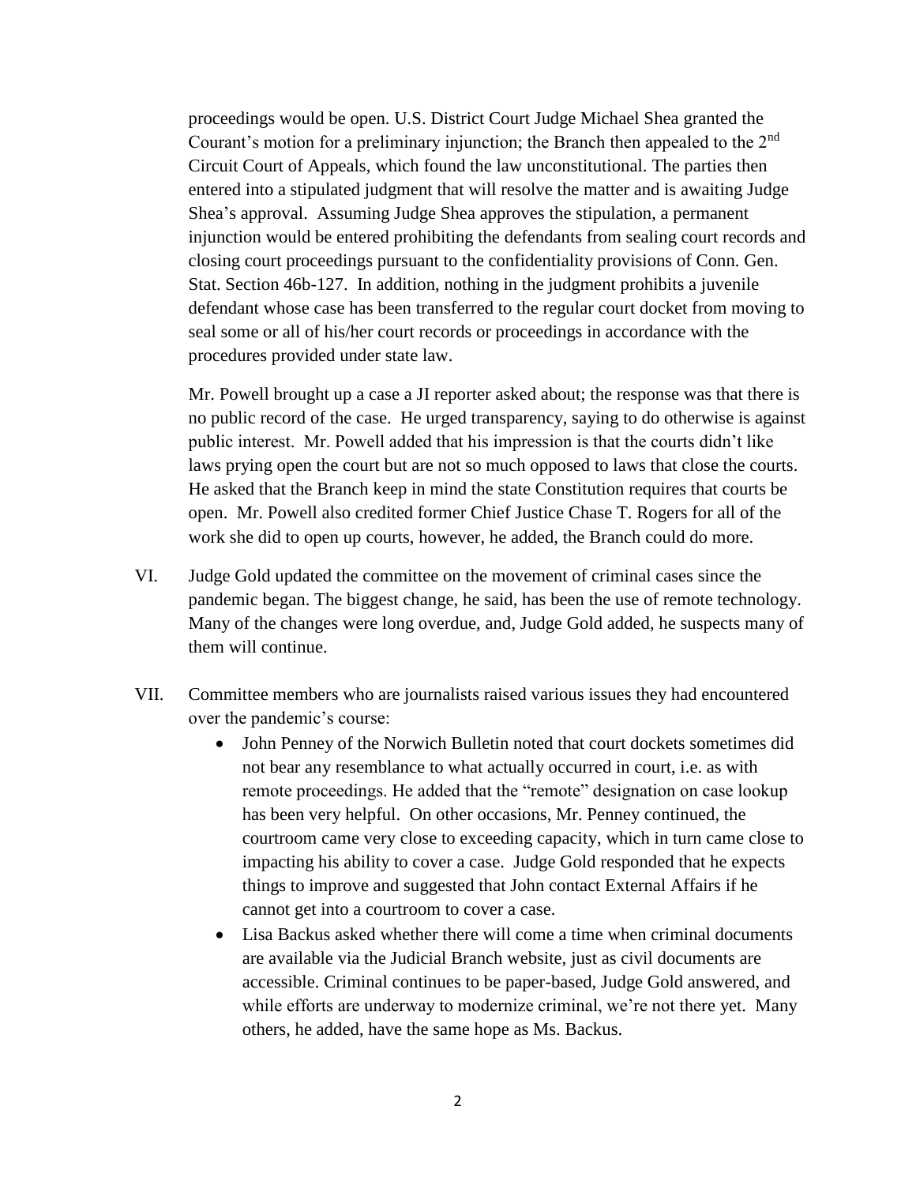proceedings would be open. U.S. District Court Judge Michael Shea granted the Courant's motion for a preliminary injunction; the Branch then appealed to the 2nd Circuit Court of Appeals, which found the law unconstitutional. The parties then entered into a stipulated judgment that will resolve the matter and is awaiting Judge Shea's approval. Assuming Judge Shea approves the stipulation, a permanent injunction would be entered prohibiting the defendants from sealing court records and closing court proceedings pursuant to the confidentiality provisions of Conn. Gen. Stat. Section 46b-127. In addition, nothing in the judgment prohibits a juvenile defendant whose case has been transferred to the regular court docket from moving to seal some or all of his/her court records or proceedings in accordance with the procedures provided under state law.

Mr. Powell brought up a case a JI reporter asked about; the response was that there is no public record of the case. He urged transparency, saying to do otherwise is against public interest. Mr. Powell added that his impression is that the courts didn't like laws prying open the court but are not so much opposed to laws that close the courts. He asked that the Branch keep in mind the state Constitution requires that courts be open. Mr. Powell also credited former Chief Justice Chase T. Rogers for all of the work she did to open up courts, however, he added, the Branch could do more.

VI. Judge Gold updated the committee on the movement of criminal cases since the pandemic began. The biggest change, he said, has been the use of remote technology. Many of the changes were long overdue, and, Judge Gold added, he suspects many of them will continue.

VII. Committee members who are journalists raised various issues they had encountered over the pandemic's course:

- John Penney of the Norwich Bulletin noted that court dockets sometimes did not bear any resemblance to what actually occurred in court, i.e. as with remote proceedings. He added that the "remote" designation on case lookup has been very helpful. On other occasions, Mr. Penney continued, the courtroom came very close to exceeding capacity, which in turn came close to impacting his ability to cover a case. Judge Gold responded that he expects things to improve and suggested that John contact External Affairs if he cannot get into a courtroom to cover a case.
- Lisa Backus asked whether there will come a time when criminal documents are available via the Judicial Branch website, just as civil documents are accessible. Criminal continues to be paper-based, Judge Gold answered, and while efforts are underway to modernize criminal, we're not there yet. Many others, he added, have the same hope as Ms. Backus.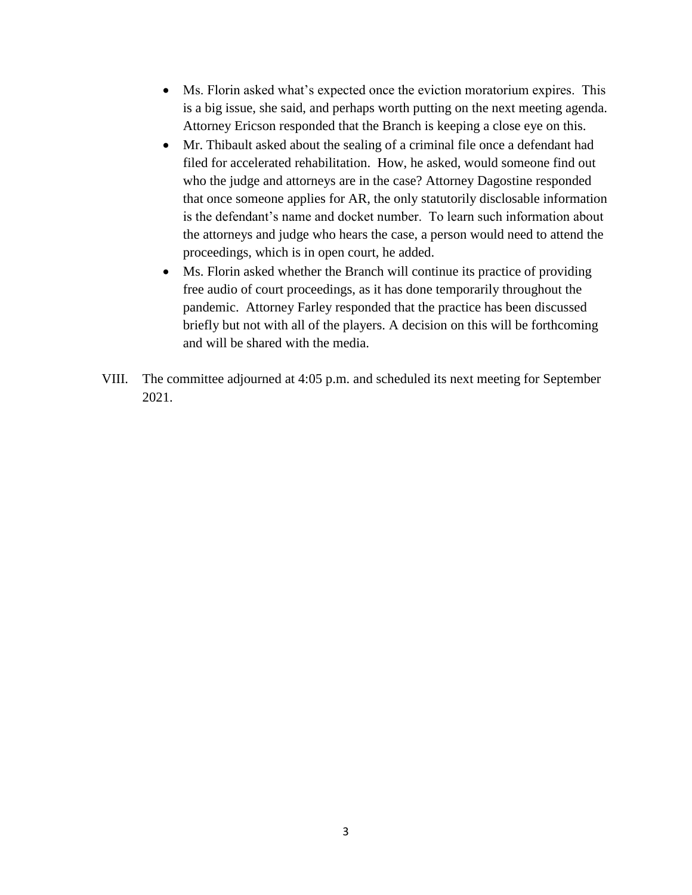- Ms. Florin asked what's expected once the eviction moratorium expires. This is a big issue, she said, and perhaps worth putting on the next meeting agenda. Attorney Ericson responded that the Branch is keeping a close eye on this.
- Mr. Thibault asked about the sealing of a criminal file once a defendant had filed for accelerated rehabilitation. How, he asked, would someone find out who the judge and attorneys are in the case? Attorney Dagostine responded that once someone applies for AR, the only statutorily disclosable information is the defendant's name and docket number. To learn such information about the attorneys and judge who hears the case, a person would need to attend the proceedings, which is in open court, he added.
- Ms. Florin asked whether the Branch will continue its practice of providing free audio of court proceedings, as it has done temporarily throughout the pandemic. Attorney Farley responded that the practice has been discussed briefly but not with all of the players. A decision on this will be forthcoming and will be shared with the media.

VIII. The committee adjourned at 4:05 p.m. and scheduled its next meeting for September 2021.